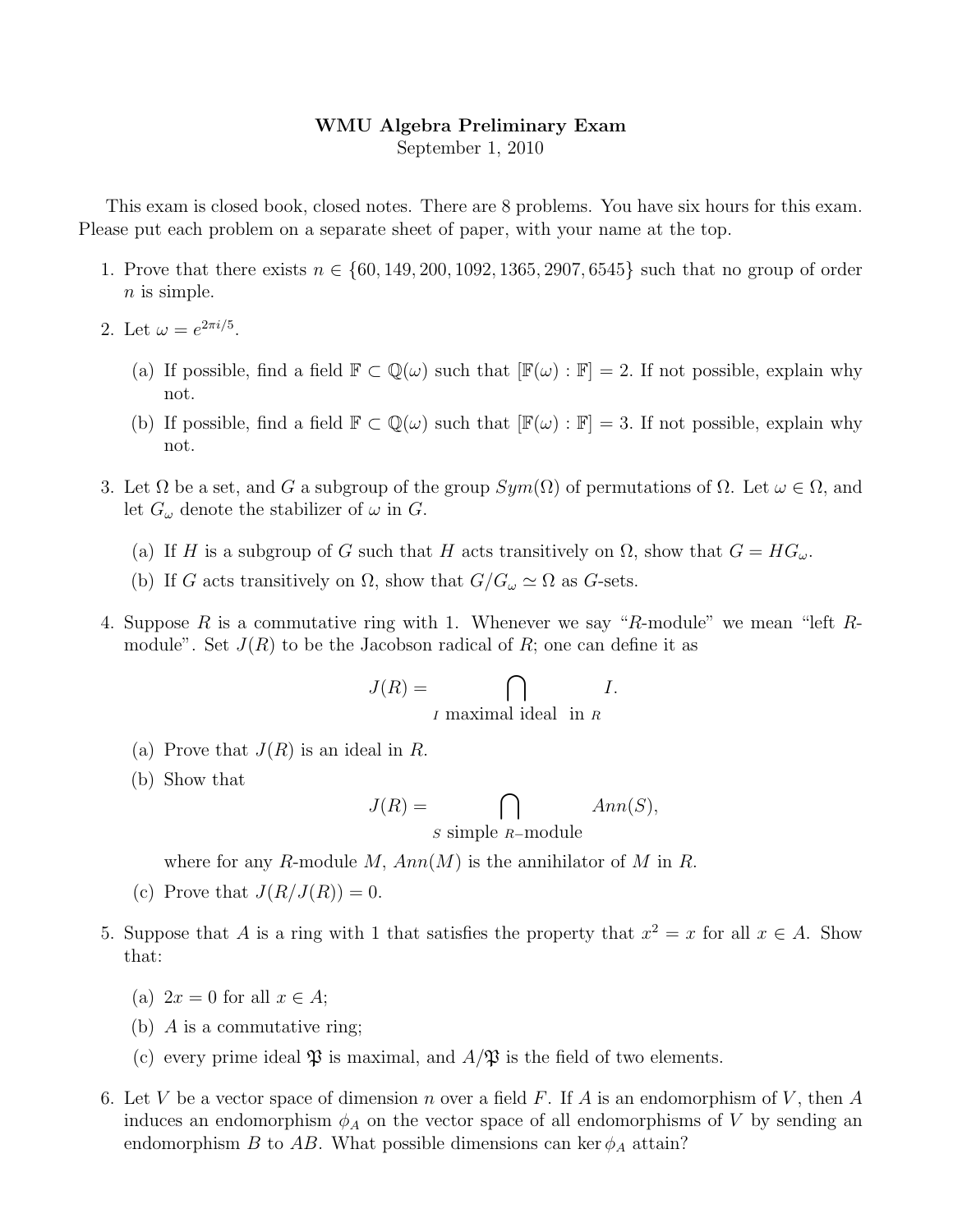# WMU Algebra Preliminary Exam

September 1, 2010

This exam is closed book, closed notes. There are 8 problems. You have six hours for this exam. Please put each problem on a separate sheet of paper, with your name at the top.

1. Prove that there exists $n \in \{60, 149, 200, 1092, 1365, 2907, 6545\}$ such that no group of order $n$ is simple.

2. Let $\omega = e^{2\pi i/5}$.

   (a) If possible, find a field $\mathbb{F} \subset \mathbb{Q}(\omega)$ such that $[\mathbb{F}(\omega) : \mathbb{F}] = 2$. If not possible, explain why not.

   (b) If possible, find a field $\mathbb{F} \subset \mathbb{Q}(\omega)$ such that $[\mathbb{F}(\omega) : \mathbb{F}] = 3$. If not possible, explain why not.

3. Let $\Omega$ be a set, and $G$ a subgroup of the group $Sym(\Omega)$ of permutations of $\Omega$. Let $\omega \in \Omega$, and let $G_\omega$ denote the stabilizer of $\omega$ in $G$.

   (a) If $H$ is a subgroup of $G$ such that $H$ acts transitively on $\Omega$, show that $G = HG_\omega$.

   (b) If $G$ acts transitively on $\Omega$, show that $G/G_\omega \simeq \Omega$ as $G$-sets.

4. Suppose $R$ is a commutative ring with 1. Whenever we say "$R$-module" we mean "left $R$-module". Set $J(R)$ to be the Jacobson radical of $R$; one can define it as

$$J(R) = \bigcap_{I \text{ maximal ideal in } R} I.$$

   (a) Prove that $J(R)$ is an ideal in $R$.

   (b) Show that

$$J(R) = \bigcap_{S \text{ simple } R\text{-module}} Ann(S),$$

   where for any $R$-module $M$, $Ann(M)$ is the annihilator of $M$ in $R$.

   (c) Prove that $J(R/J(R)) = 0$.

5. Suppose that $A$ is a ring with 1 that satisfies the property that $x^2 = x$ for all $x \in A$. Show that:

   (a) $2x = 0$ for all $x \in A$;

   (b) $A$ is a commutative ring;

   (c) every prime ideal $\mathfrak{P}$ is maximal, and $A/\mathfrak{P}$ is the field of two elements.

6. Let $V$ be a vector space of dimension $n$ over a field $F$. If $A$ is an endomorphism of $V$, then $A$ induces an endomorphism $\phi_A$ on the vector space of all endomorphisms of $V$ by sending an endomorphism $B$ to $AB$. What possible dimensions can $\ker \phi_A$ attain?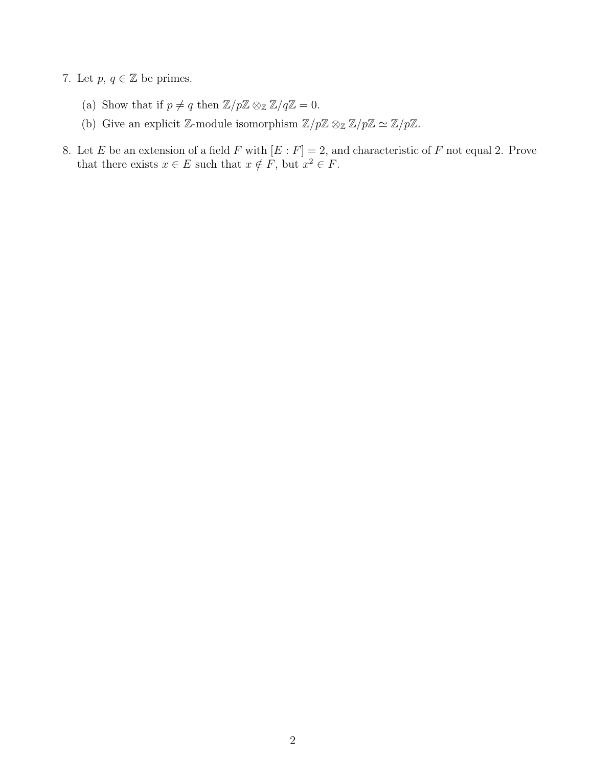7. Let $p$, $q \in \mathbb{Z}$ be primes.

   (a) Show that if $p \neq q$ then $\mathbb{Z}/p\mathbb{Z} \otimes_{\mathbb{Z}} \mathbb{Z}/q\mathbb{Z} = 0$.

   (b) Give an explicit $\mathbb{Z}$-module isomorphism $\mathbb{Z}/p\mathbb{Z} \otimes_{\mathbb{Z}} \mathbb{Z}/p\mathbb{Z} \simeq \mathbb{Z}/p\mathbb{Z}$.

8. Let $E$ be an extension of a field $F$ with $[E : F] = 2$, and characteristic of $F$ not equal 2. Prove that there exists $x \in E$ such that $x \notin F$, but $x^2 \in F$.